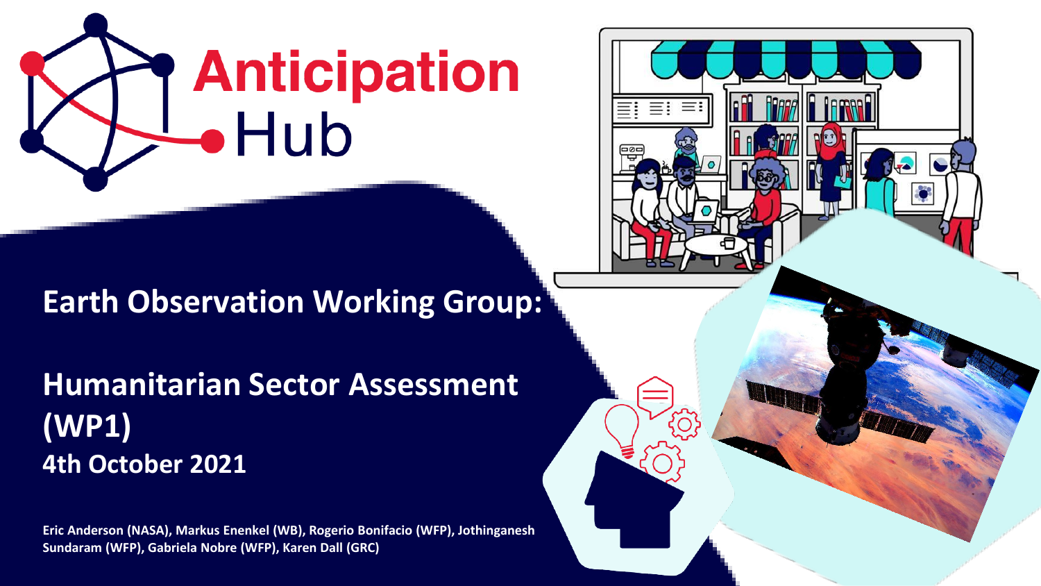# Anticipation Hub

## Earth Observation Working Group:

## Humanitarian Sector Assessment (WP1)

**4th October 2021**

**Eric Anderson (NASA), Markus Enenkel (WB), Rogerio Bonifacio (WFP), Jothinganesh Sundaram (WFP), Gabriela Nobre (WFP), Karen Dall (GRC)**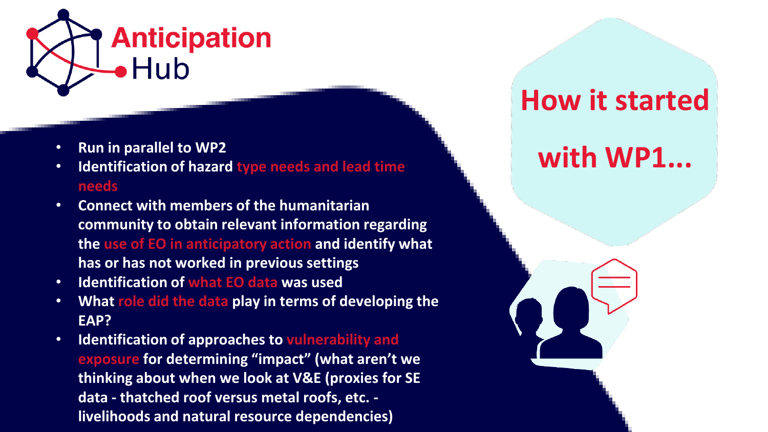# How it started with WP1...

- **Run in parallel to WP2**
- **Identification of hazard type needs and lead time needs**
- **Connect with members of the humanitarian community to obtain relevant information regarding the use of EO in anticipatory action and identify what has or has not worked in previous settings**
- **Identification of what EO data was used**
- **What role did the data play in terms of developing the EAP?**
- **Identification of approaches to vulnerability and exposure for determining "impact" (what aren't we thinking about when we look at V&E (proxies for SE data - thatched roof versus metal roofs, etc. - livelihoods and natural resource dependencies)**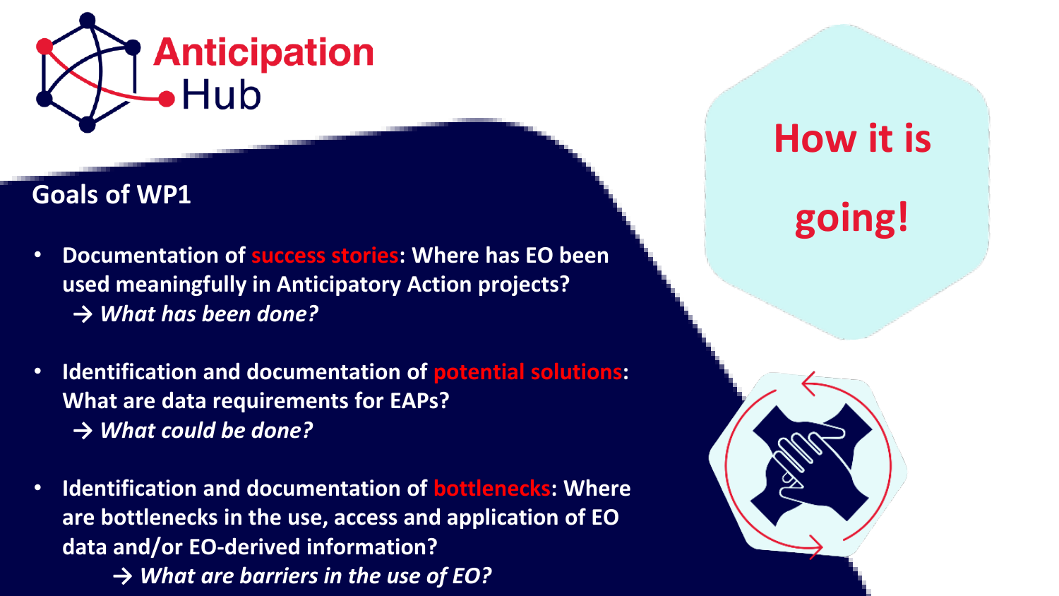Anticipation Hub

## Goals of WP1

- **Documentation of success stories: Where has EO been used meaningfully in Anticipatory Action projects?**
  → ***What has been done?***

- **Identification and documentation of potential solutions: What are data requirements for EAPs?**
  → ***What could be done?***

- **Identification and documentation of bottlenecks: Where are bottlenecks in the use, access and application of EO data and/or EO-derived information?**
  → ***What are barriers in the use of EO?***

**How it is going!**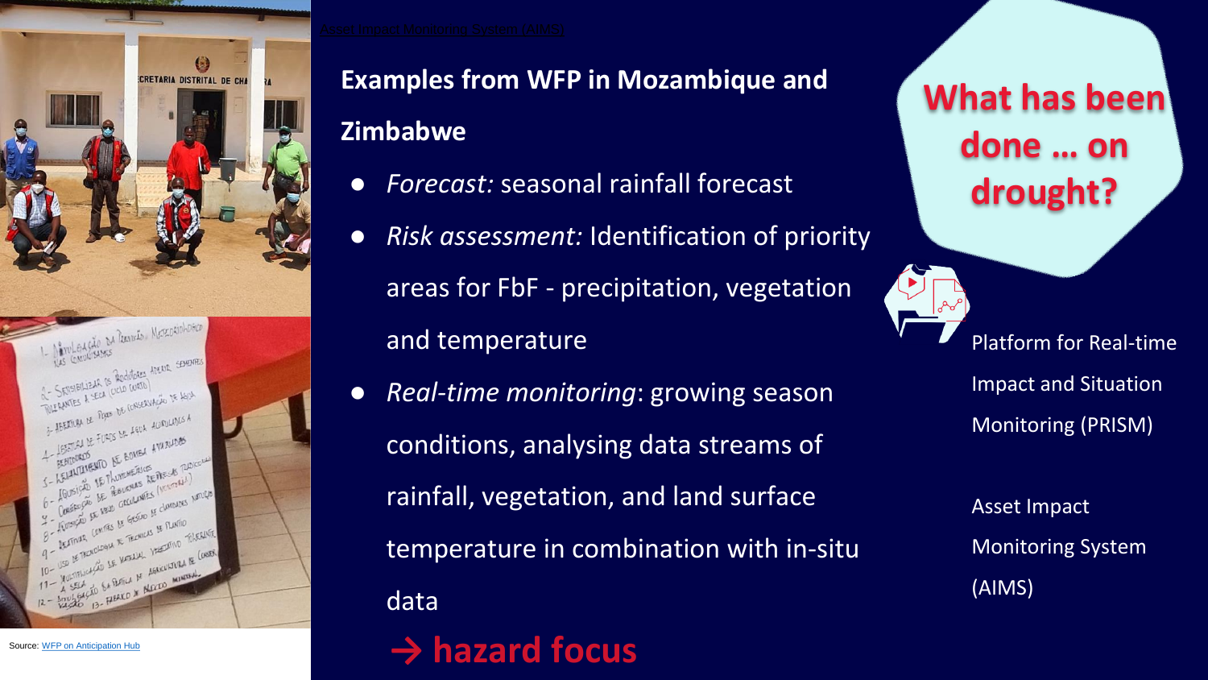Asset Impact Monitoring System (AIMS)

## What has been done … on drought?

### Examples from WFP in Mozambique and Zimbabwe

- *Forecast:* seasonal rainfall forecast
- *Risk assessment:* Identification of priority areas for FbF - precipitation, vegetation and temperature
- *Real-time monitoring*: growing season conditions, analysing data streams of rainfall, vegetation, and land surface temperature in combination with in-situ data

**→ hazard focus**

Platform for Real-time Impact and Situation Monitoring (PRISM)

Asset Impact Monitoring System (AIMS)

Source: WFP on Anticipation Hub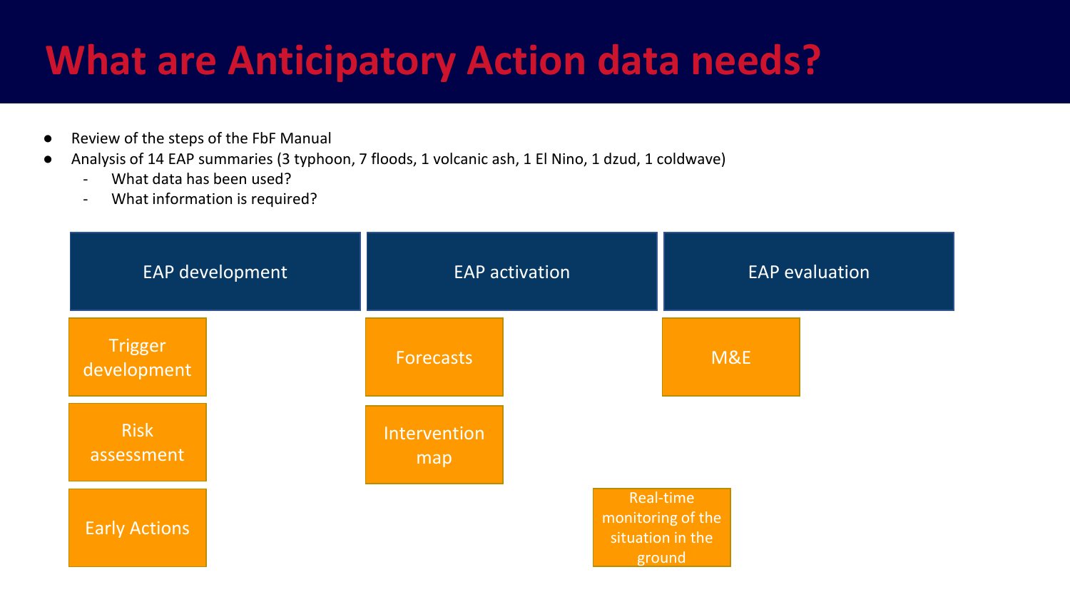# What are Anticipatory Action data needs?

- Review of the steps of the FbF Manual
- Analysis of 14 EAP summaries (3 typhoon, 7 floods, 1 volcanic ash, 1 El Nino, 1 dzud, 1 coldwave)
  - What data has been used?
  - What information is required?

| EAP development | EAP activation | EAP evaluation |
| --- | --- | --- |
| Trigger development | Forecasts | M&E |
| Risk assessment | Intervention map | |
| Early Actions | Real-time monitoring of the situation in the ground | |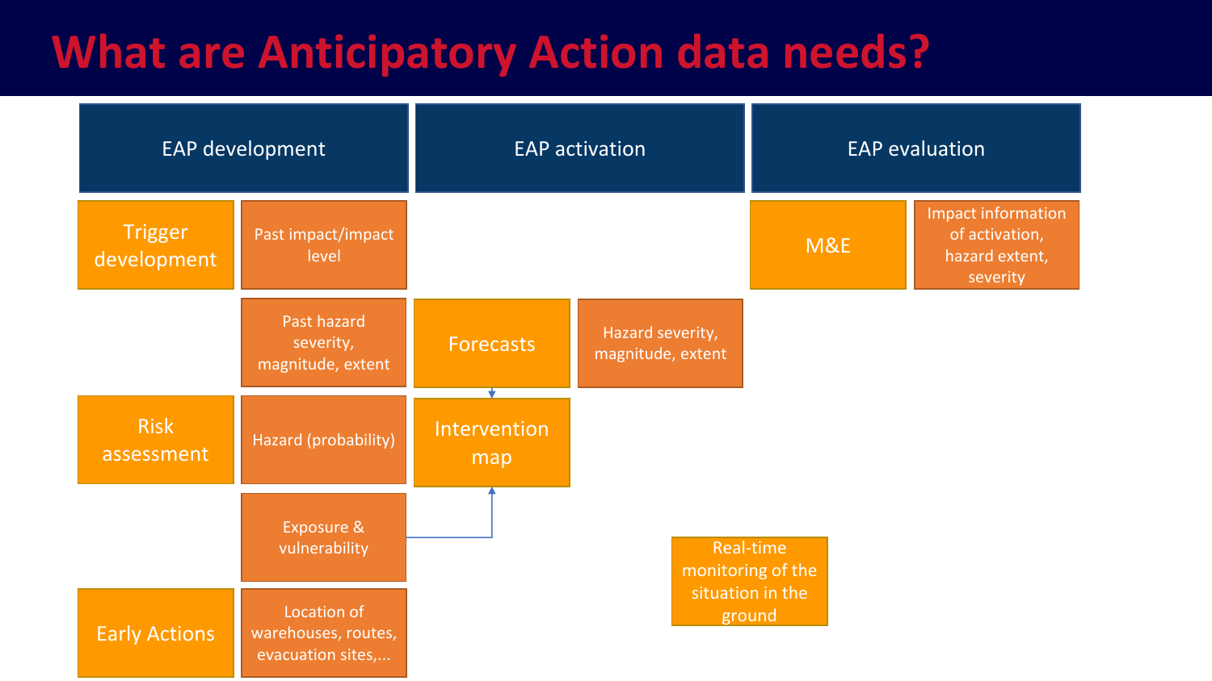# What are Anticipatory Action data needs?

## EAP development

- **Trigger development**
  - Past impact/impact level
  - Past hazard severity, magnitude, extent
- **Risk assessment**
  - Hazard (probability)
  - Exposure & vulnerability
- **Early Actions**
  - Location of warehouses, routes, evacuation sites,...

## EAP activation

- **Forecasts**
  - Hazard severity, magnitude, extent
- **Intervention map**
- Real-time monitoring of the situation in the ground

## EAP evaluation

- **M&E**
  - Impact information of activation, hazard extent, severity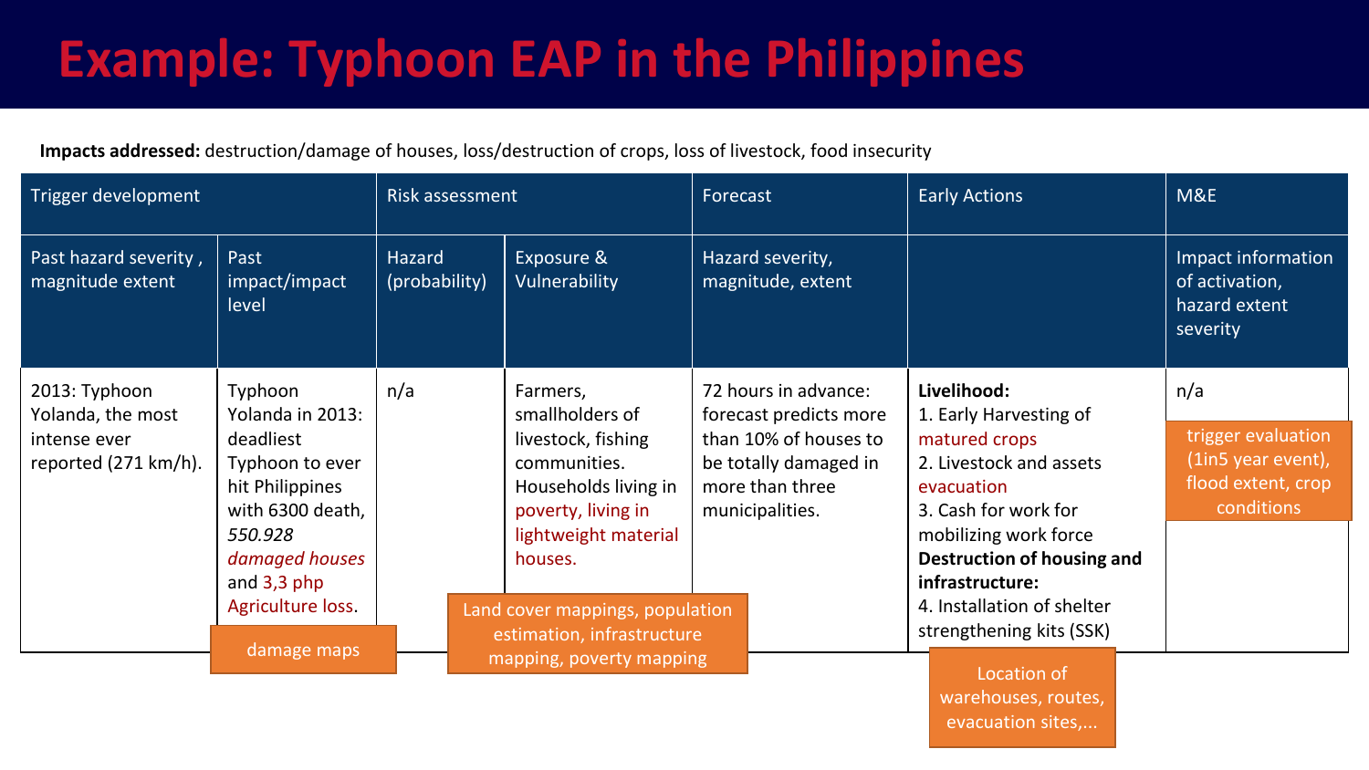# Example: Typhoon EAP in the Philippines

**Impacts addressed:** destruction/damage of houses, loss/destruction of crops, loss of livestock, food insecurity

| Trigger development | | Risk assessment | | Forecast | Early Actions | M&E |
|---|---|---|---|---|---|---|
| Past hazard severity , magnitude extent | Past impact/impact level | Hazard (probability) | Exposure & Vulnerability | Hazard severity, magnitude, extent | | Impact information of activation, hazard extent severity |
| 2013: Typhoon Yolanda, the most intense ever reported (271 km/h). | Typhoon Yolanda in 2013: deadliest Typhoon to ever hit Philippines with 6300 death, *550.928 damaged houses* and 3,3 php Agriculture loss. | n/a | Farmers, smallholders of livestock, fishing communities. Households living in poverty, living in lightweight material houses. | 72 hours in advance: forecast predicts more than 10% of houses to be totally damaged in more than three municipalities. | **Livelihood:** 1. Early Harvesting of matured crops 2. Livestock and assets evacuation 3. Cash for work for mobilizing work force **Destruction of housing and infrastructure:** 4. Installation of shelter strengthening kits (SSK) | n/a |

damage maps

Land cover mappings, population estimation, infrastructure mapping, poverty mapping

Location of warehouses, routes, evacuation sites,...

trigger evaluation (1in5 year event), flood extent, crop conditions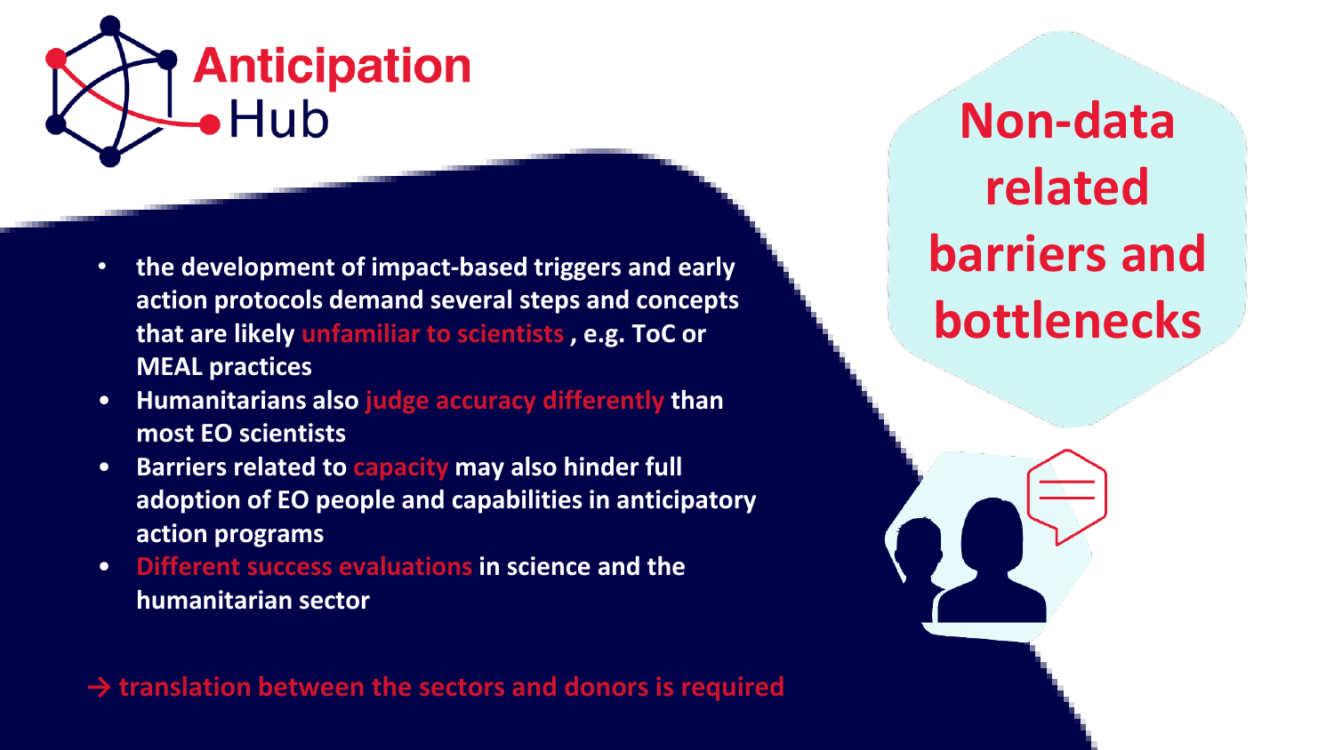Anticipation Hub

# Non-data related barriers and bottlenecks

- **the development of impact-based triggers and early action protocols demand several steps and concepts that are likely unfamiliar to scientists , e.g. ToC or MEAL practices**
- **Humanitarians also judge accuracy differently than most EO scientists**
- **Barriers related to capacity may also hinder full adoption of EO people and capabilities in anticipatory action programs**
- **Different success evaluations in science and the humanitarian sector**

**→ translation between the sectors and donors is required**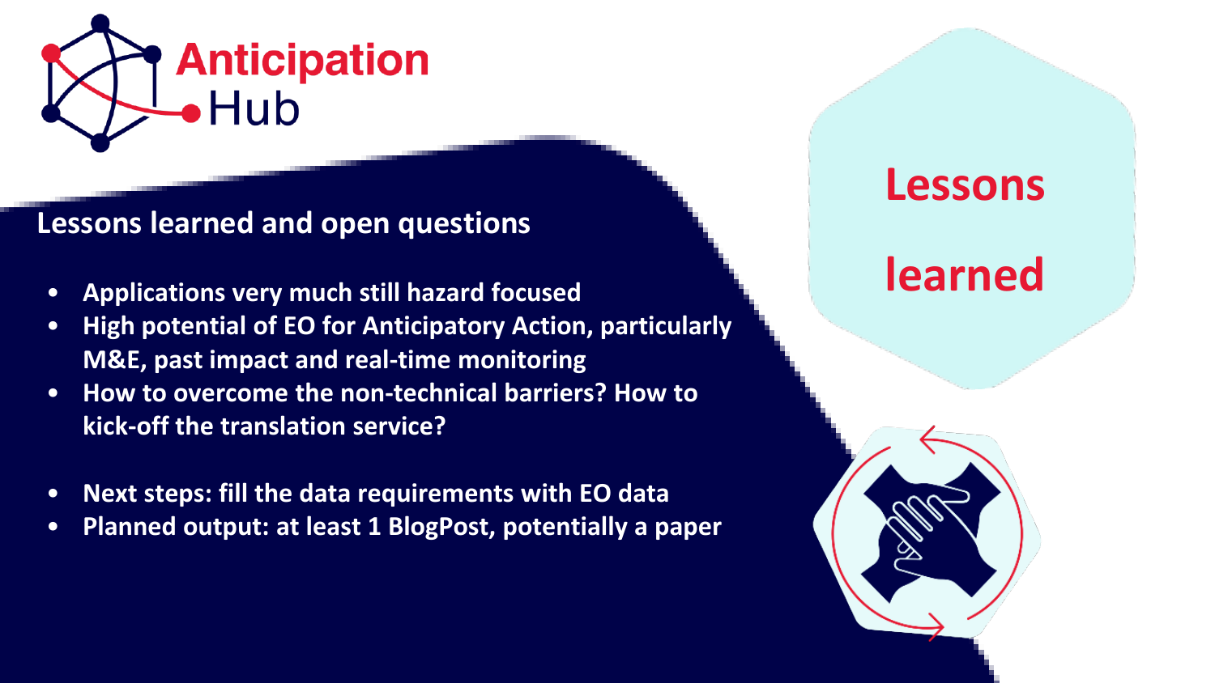Anticipation Hub

## Lessons learned and open questions

- Applications very much still hazard focused
- High potential of EO for Anticipatory Action, particularly M&E, past impact and real-time monitoring
- How to overcome the non-technical barriers? How to kick-off the translation service?

- Next steps: fill the data requirements with EO data
- Planned output: at least 1 BlogPost, potentially a paper

Lessons learned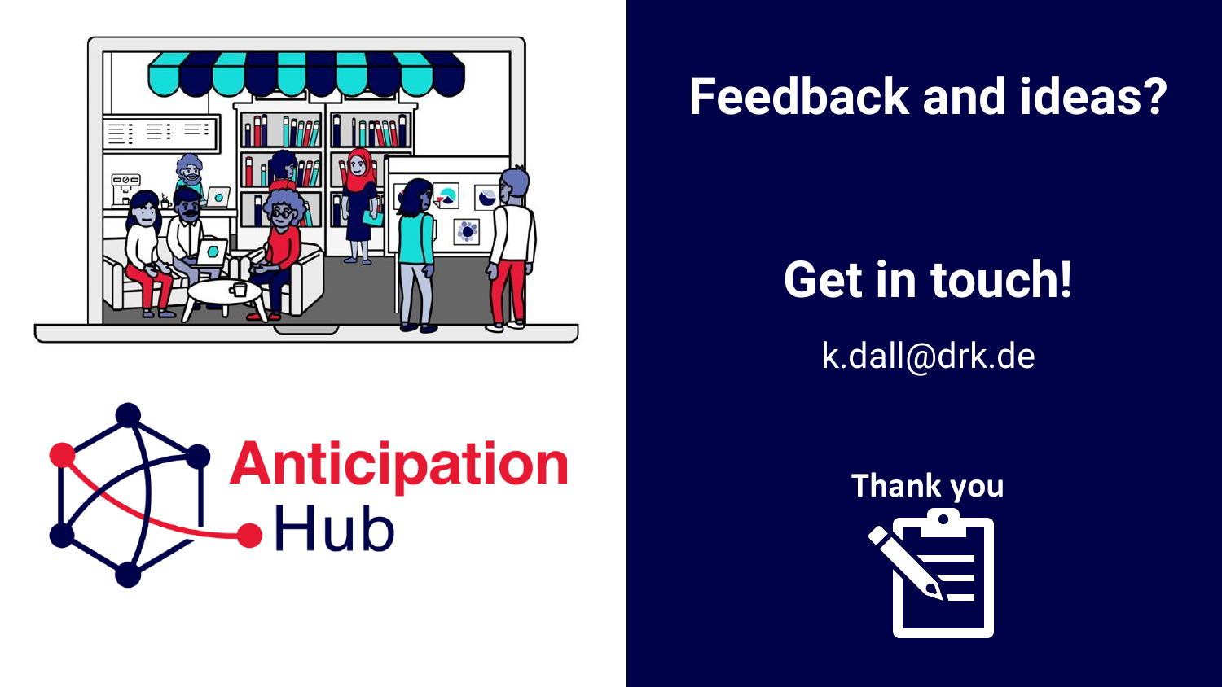Anticipation Hub

# Feedback and ideas?

# Get in touch!

k.dall@drk.de

**Thank you**